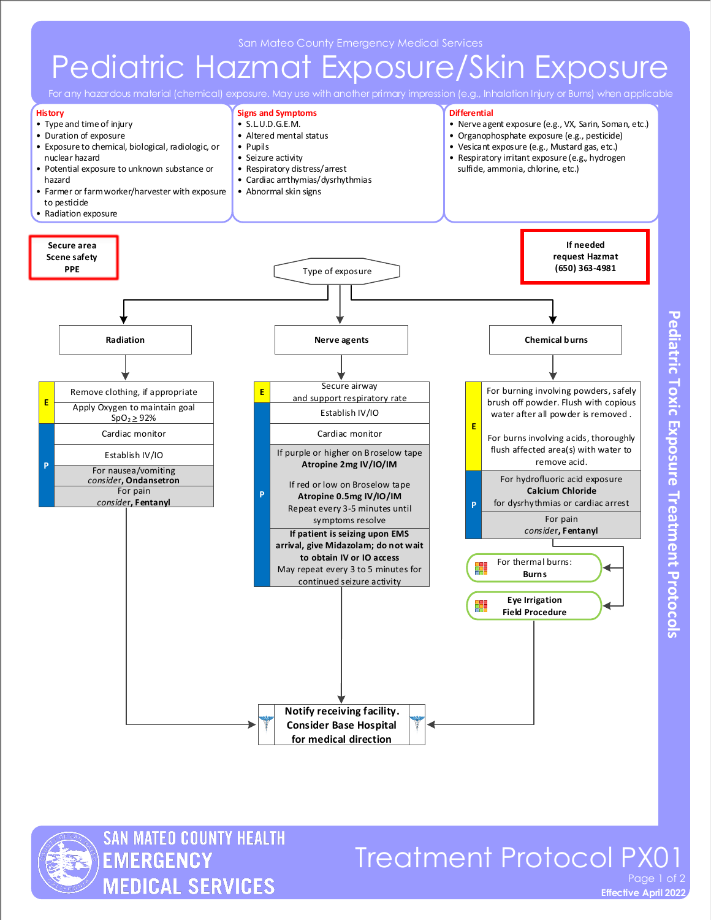San Mateo County Emergency Medical Services

# Pediatric Hazmat Exposure/Skin Exposure

For any hazardous material (chemical) exposure. May use with another primary impression (e.g., Inhalation Injury or Burns) when applicable

**History**
- Type and time of injury
- Duration of exposure
- Exposure to chemical, biological, radiologic, or nuclear hazard
- Potential exposure to unknown substance or hazard
- Farmer or farm worker/harvester with exposure to pesticide
- Radiation exposure

**Signs and Symptoms**
- S.L.U.D.G.E.M.
- Altered mental status
- Pupils
- Seizure activity
- Respiratory distress/arrest
- Cardiac arrthymias/dysrhythmias
- Abnormal skin signs

**Differential**
- Nerve agent exposure (e.g., VX, Sarin, Soman, etc.)
- Organophosphate exposure (e.g., pesticide)
- Vesicant exposure (e.g., Mustard gas, etc.)
- Respiratory irritant exposure (e.g., hydrogen sulfide, ammonia, chlorine, etc.)

**Secure area**
**Scene safety**
**PPE**

**If needed request Hazmat (650) 363-4981**

**Type of exposure**

## Radiation

**E**
- Remove clothing, if appropriate
- Apply Oxygen to maintain goal $SpO_2 \geq 92\%$

**P**
- Cardiac monitor
- Establish IV/IO
- For nausea/vomiting *consider*, **Ondansetron**
- For pain *consider*, **Fentanyl**

## Nerve agents

**E**
- Secure airway and support respiratory rate

**P**
- Establish IV/IO
- Cardiac monitor
- If purple or higher on Broselow tape **Atropine 2mg IV/IO/IM**
- If red or low on Broselow tape **Atropine 0.5mg IV/IO/IM**
  Repeat every 3-5 minutes until symptoms resolve
- **If patient is seizing upon EMS arrival, give Midazolam; do not wait to obtain IV or IO access**
  May repeat every 3 to 5 minutes for continued seizure activity

## Chemical burns

**E**
- For burning involving powders, safely brush off powder. Flush with copious water after all powder is removed.
- For burns involving acids, thoroughly flush affected area(s) with water to remove acid.

**P**
- For hydrofluoric acid exposure **Calcium Chloride** for dysrhythmias or cardiac arrest
- For pain *consider*, **Fentanyl**

For thermal burns: **Burns**

**Eye Irrigation Field Procedure**

**Notify receiving facility. Consider Base Hospital for medical direction**

Pediatric Toxic Exposure Treatment Protocols

Treatment Protocol PX01

Effective April 2022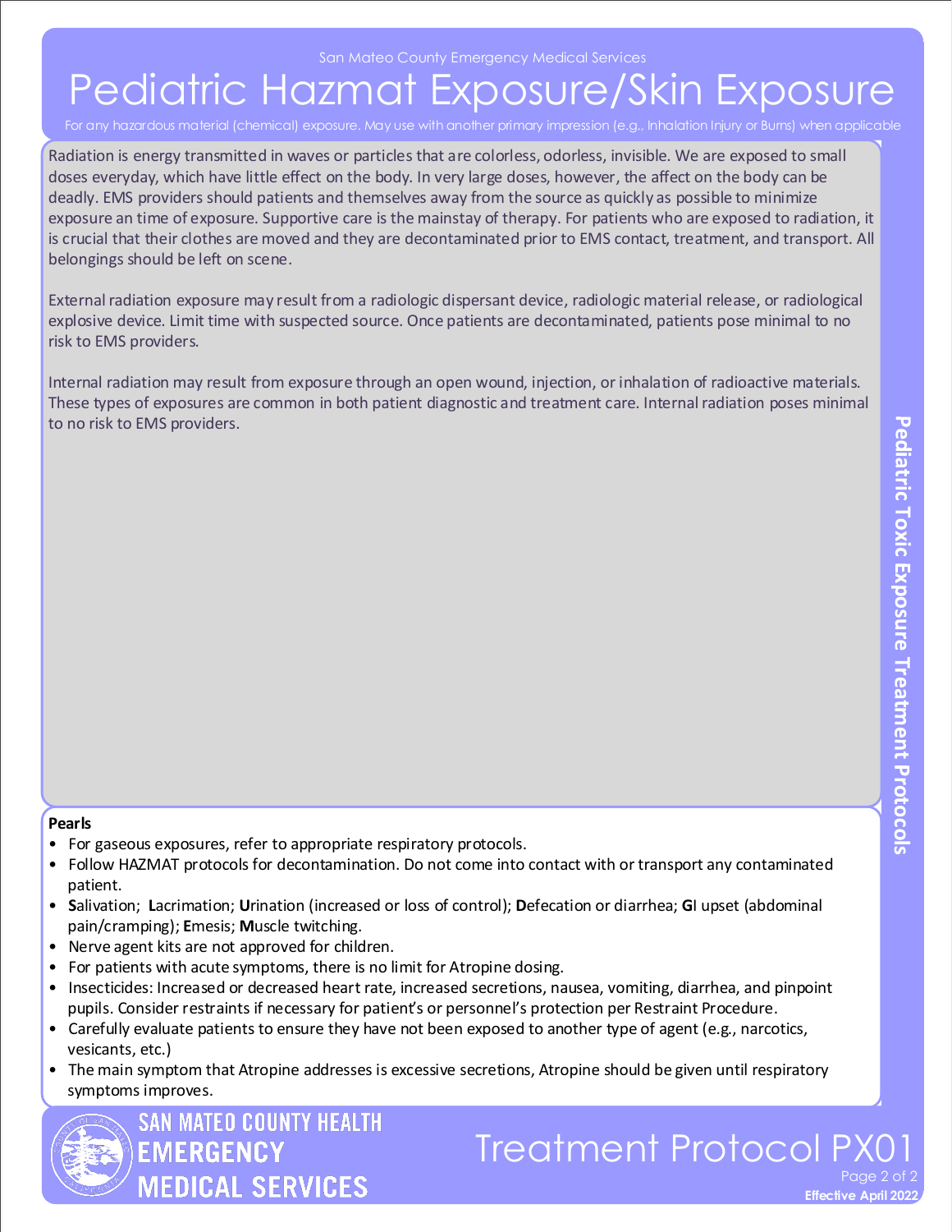San Mateo County Emergency Medical Services

# Pediatric Hazmat Exposure/Skin Exposure

For any hazardous material (chemical) exposure. May use with another primary impression (e.g., Inhalation Injury or Burns) when applicable

Radiation is energy transmitted in waves or particles that are colorless, odorless, invisible. We are exposed to small doses everyday, which have little effect on the body. In very large doses, however, the affect on the body can be deadly. EMS providers should patients and themselves away from the source as quickly as possible to minimize exposure an time of exposure. Supportive care is the mainstay of therapy. For patients who are exposed to radiation, it is crucial that their clothes are moved and they are decontaminated prior to EMS contact, treatment, and transport. All belongings should be left on scene.

External radiation exposure may result from a radiologic dispersant device, radiologic material release, or radiological explosive device. Limit time with suspected source. Once patients are decontaminated, patients pose minimal to no risk to EMS providers.

Internal radiation may result from exposure through an open wound, injection, or inhalation of radioactive materials. These types of exposures are common in both patient diagnostic and treatment care. Internal radiation poses minimal to no risk to EMS providers.

**Pearls**

- For gaseous exposures, refer to appropriate respiratory protocols.
- Follow HAZMAT protocols for decontamination. Do not come into contact with or transport any contaminated patient.
- **S**alivation; **L**acrimation; **U**rination (increased or loss of control); **D**efecation or diarrhea; **G**I upset (abdominal pain/cramping); **E**mesis; **M**uscle twitching.
- Nerve agent kits are not approved for children.
- For patients with acute symptoms, there is no limit for Atropine dosing.
- Insecticides: Increased or decreased heart rate, increased secretions, nausea, vomiting, diarrhea, and pinpoint pupils. Consider restraints if necessary for patient's or personnel's protection per Restraint Procedure.
- Carefully evaluate patients to ensure they have not been exposed to another type of agent (e.g., narcotics, vesicants, etc.)
- The main symptom that Atropine addresses is excessive secretions, Atropine should be given until respiratory symptoms improves.

Pediatric Toxic Exposure Treatment Protocols

SAN MATEO COUNTY HEALTH EMERGENCY MEDICAL SERVICES

Treatment Protocol PX01

Effective April 2022